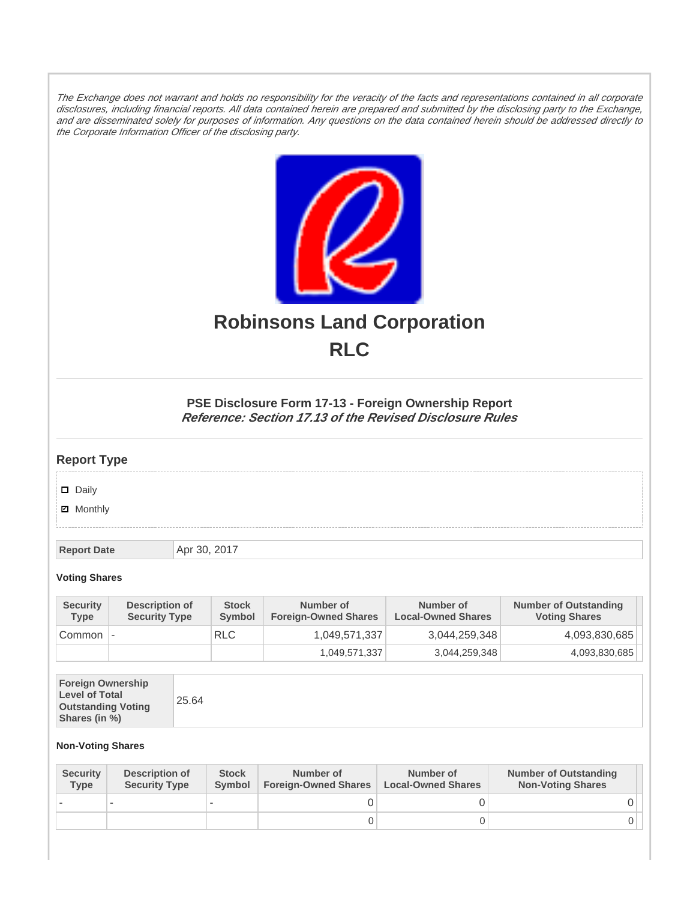*The Exchange does not warrant and holds no responsibility for the veracity of the facts and representations contained in all corporate disclosures, including financial reports. All data contained herein are prepared and submitted by the disclosing party to the Exchange, and are disseminated solely for purposes of information. Any questions on the data contained herein should be addressed directly to the Corporate Information Officer of the disclosing party.*

# Robinsons Land Corporation
# RLC

### PSE Disclosure Form 17-13 - Foreign Ownership Report
***Reference: Section 17.13 of the Revised Disclosure Rules***

## Report Type

- ☐ Daily
- ☑ Monthly

| Report Date | Apr 30, 2017 |
|---|---|

#### Voting Shares

| Security Type | Description of Security Type | Stock Symbol | Number of Foreign-Owned Shares | Number of Local-Owned Shares | Number of Outstanding Voting Shares |
|---|---|---|---|---|---|
| Common | - | RLC | 1,049,571,337 | 3,044,259,348 | 4,093,830,685 |
| | | | 1,049,571,337 | 3,044,259,348 | 4,093,830,685 |

| Foreign Ownership Level of Total Outstanding Voting Shares (in %) | 25.64 |
|---|---|

#### Non-Voting Shares

| Security Type | Description of Security Type | Stock Symbol | Number of Foreign-Owned Shares | Number of Local-Owned Shares | Number of Outstanding Non-Voting Shares |
|---|---|---|---|---|---|
| - | - | - | 0 | 0 | 0 |
| | | | 0 | 0 | 0 |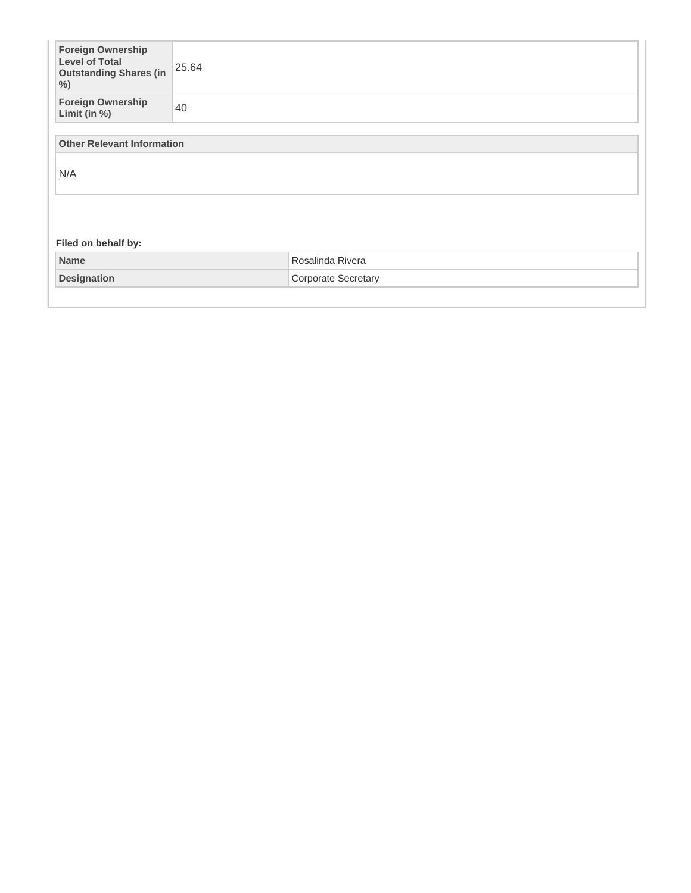| | |
|---|---|
| **Foreign Ownership Level of Total Outstanding Shares (in %)** | 25.64 |
| **Foreign Ownership Limit (in %)** | 40 |

| **Other Relevant Information** |
|---|
| N/A |

**Filed on behalf by:**

| | |
|---|---|
| **Name** | Rosalinda Rivera |
| **Designation** | Corporate Secretary |